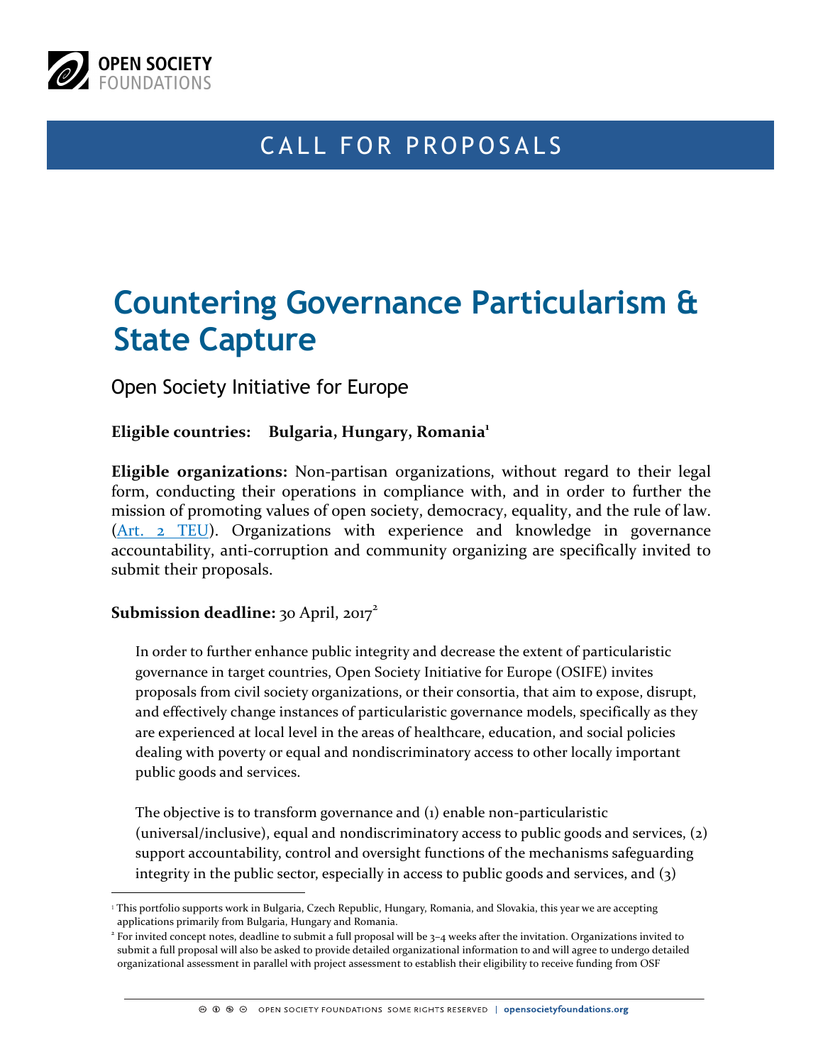# CALL FOR PROPOSALS

# Countering Governance Particularism & State Capture

## Open Society Initiative for Europe

**Eligible countries:** **Bulgaria, Hungary, Romania**[1]

**Eligible organizations:** Non-partisan organizations, without regard to their legal form, conducting their operations in compliance with, and in order to further the mission of promoting values of open society, democracy, equality, and the rule of law. (Art. 2 TEU). Organizations with experience and knowledge in governance accountability, anti-corruption and community organizing are specifically invited to submit their proposals.

**Submission deadline:** 30 April, 2017[2]

In order to further enhance public integrity and decrease the extent of particularistic governance in target countries, Open Society Initiative for Europe (OSIFE) invites proposals from civil society organizations, or their consortia, that aim to expose, disrupt, and effectively change instances of particularistic governance models, specifically as they are experienced at local level in the areas of healthcare, education, and social policies dealing with poverty or equal and nondiscriminatory access to other locally important public goods and services.

The objective is to transform governance and (1) enable non-particularistic (universal/inclusive), equal and nondiscriminatory access to public goods and services, (2) support accountability, control and oversight functions of the mechanisms safeguarding integrity in the public sector, especially in access to public goods and services, and (3)

---

[1] This portfolio supports work in Bulgaria, Czech Republic, Hungary, Romania, and Slovakia, this year we are accepting applications primarily from Bulgaria, Hungary and Romania.

[2] For invited concept notes, deadline to submit a full proposal will be 3–4 weeks after the invitation. Organizations invited to submit a full proposal will also be asked to provide detailed organizational information to and will agree to undergo detailed organizational assessment in parallel with project assessment to establish their eligibility to receive funding from OSF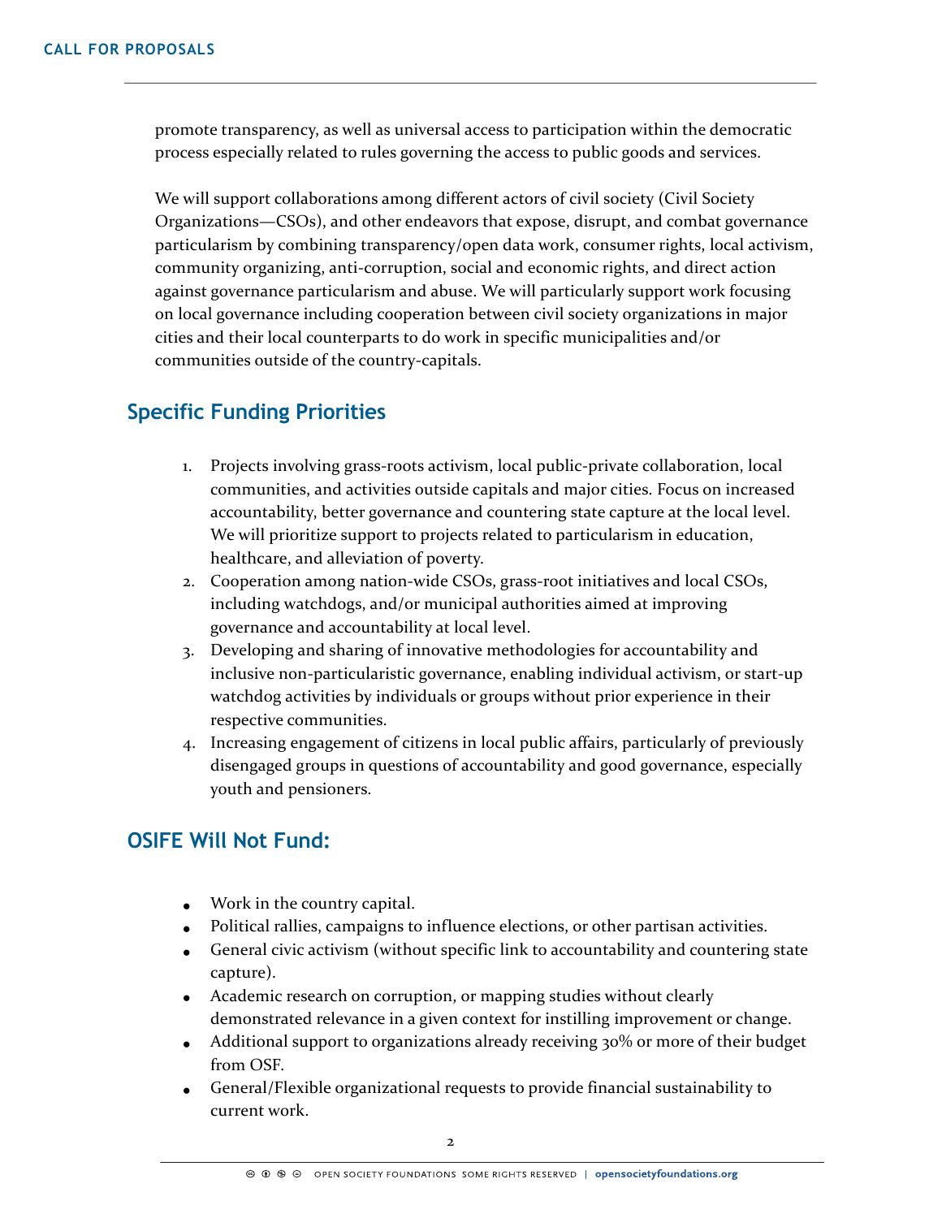promote transparency, as well as universal access to participation within the democratic process especially related to rules governing the access to public goods and services.

We will support collaborations among different actors of civil society (Civil Society Organizations—CSOs), and other endeavors that expose, disrupt, and combat governance particularism by combining transparency/open data work, consumer rights, local activism, community organizing, anti-corruption, social and economic rights, and direct action against governance particularism and abuse. We will particularly support work focusing on local governance including cooperation between civil society organizations in major cities and their local counterparts to do work in specific municipalities and/or communities outside of the country-capitals.

## Specific Funding Priorities

1. Projects involving grass-roots activism, local public-private collaboration, local communities, and activities outside capitals and major cities. Focus on increased accountability, better governance and countering state capture at the local level. We will prioritize support to projects related to particularism in education, healthcare, and alleviation of poverty.
2. Cooperation among nation-wide CSOs, grass-root initiatives and local CSOs, including watchdogs, and/or municipal authorities aimed at improving governance and accountability at local level.
3. Developing and sharing of innovative methodologies for accountability and inclusive non-particularistic governance, enabling individual activism, or start-up watchdog activities by individuals or groups without prior experience in their respective communities.
4. Increasing engagement of citizens in local public affairs, particularly of previously disengaged groups in questions of accountability and good governance, especially youth and pensioners.

## OSIFE Will Not Fund:

- Work in the country capital.
- Political rallies, campaigns to influence elections, or other partisan activities.
- General civic activism (without specific link to accountability and countering state capture).
- Academic research on corruption, or mapping studies without clearly demonstrated relevance in a given context for instilling improvement or change.
- Additional support to organizations already receiving 30% or more of their budget from OSF.
- General/Flexible organizational requests to provide financial sustainability to current work.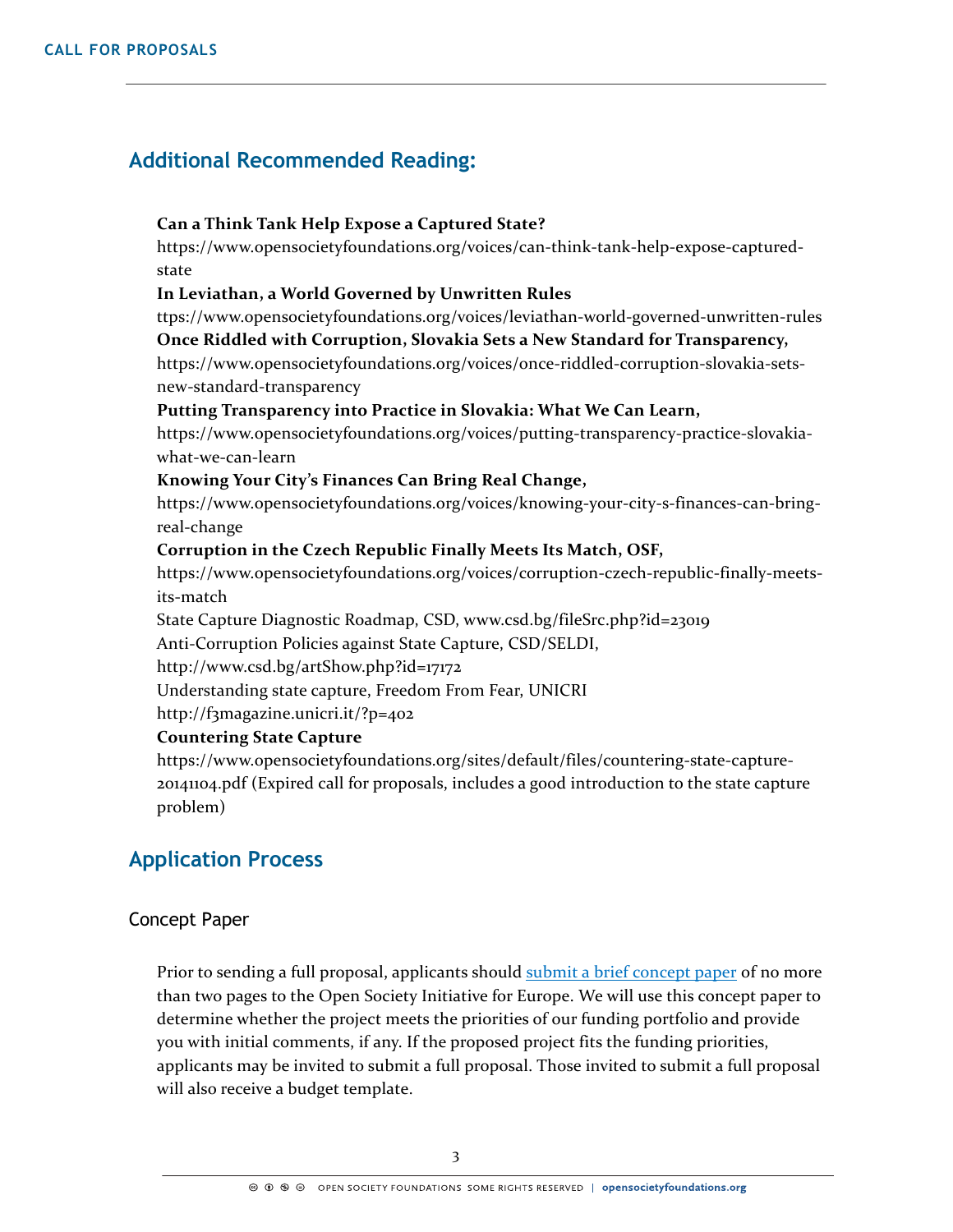## Additional Recommended Reading:

**Can a Think Tank Help Expose a Captured State?**
https://www.opensocietyfoundations.org/voices/can-think-tank-help-expose-captured-state

**In Leviathan, a World Governed by Unwritten Rules**
ttps://www.opensocietyfoundations.org/voices/leviathan-world-governed-unwritten-rules

**Once Riddled with Corruption, Slovakia Sets a New Standard for Transparency,**
https://www.opensocietyfoundations.org/voices/once-riddled-corruption-slovakia-sets-new-standard-transparency

**Putting Transparency into Practice in Slovakia: What We Can Learn,**
https://www.opensocietyfoundations.org/voices/putting-transparency-practice-slovakia-what-we-can-learn

**Knowing Your City's Finances Can Bring Real Change,**
https://www.opensocietyfoundations.org/voices/knowing-your-city-s-finances-can-bring-real-change

**Corruption in the Czech Republic Finally Meets Its Match, OSF,**
https://www.opensocietyfoundations.org/voices/corruption-czech-republic-finally-meets-its-match

State Capture Diagnostic Roadmap, CSD, www.csd.bg/fileSrc.php?id=23019

Anti-Corruption Policies against State Capture, CSD/SELDI,
http://www.csd.bg/artShow.php?id=17172

Understanding state capture, Freedom From Fear, UNICRI
http://f3magazine.unicri.it/?p=402

**Countering State Capture**
https://www.opensocietyfoundations.org/sites/default/files/countering-state-capture-20141104.pdf (Expired call for proposals, includes a good introduction to the state capture problem)

## Application Process

### Concept Paper

Prior to sending a full proposal, applicants should submit a brief concept paper of no more than two pages to the Open Society Initiative for Europe. We will use this concept paper to determine whether the project meets the priorities of our funding portfolio and provide you with initial comments, if any. If the proposed project fits the funding priorities, applicants may be invited to submit a full proposal. Those invited to submit a full proposal will also receive a budget template.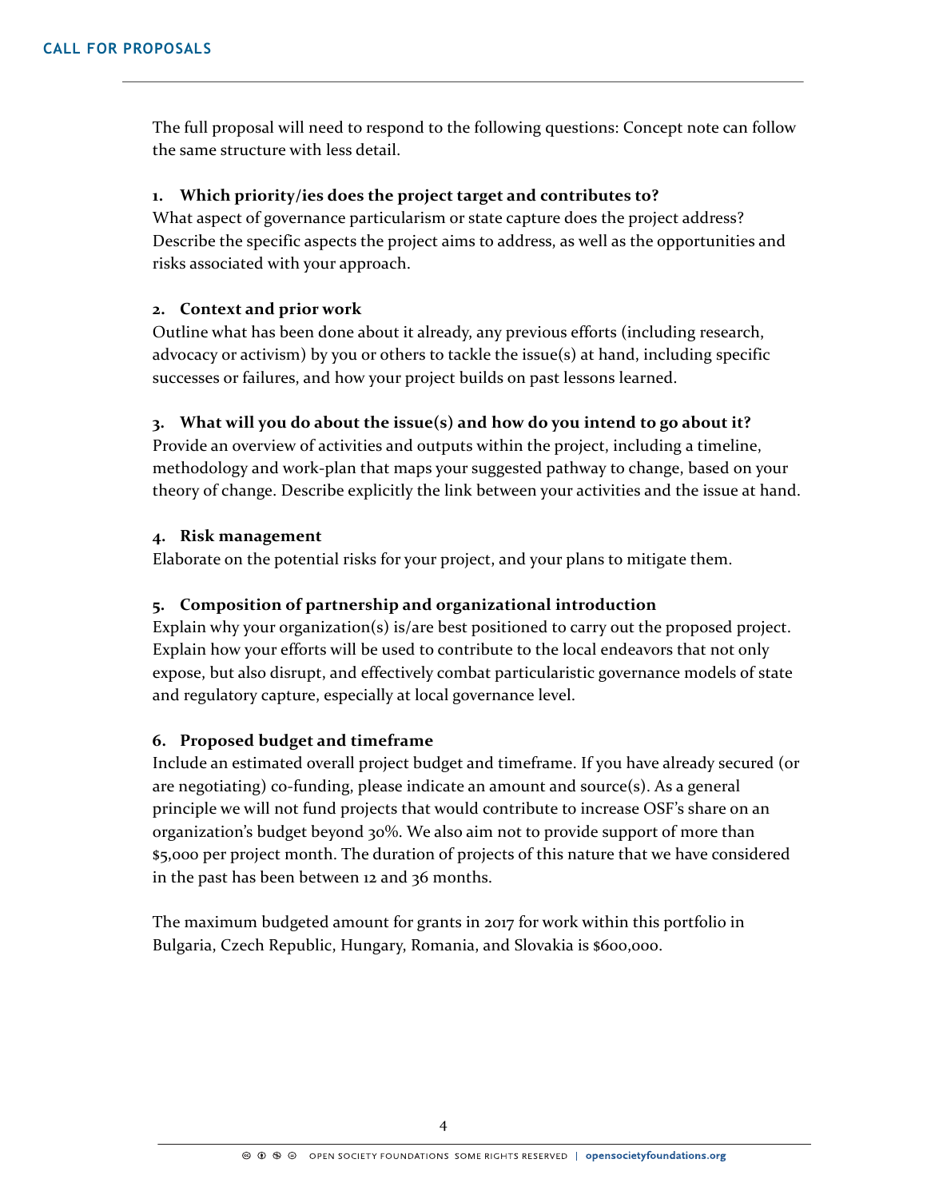The full proposal will need to respond to the following questions: Concept note can follow the same structure with less detail.

1. **Which priority/ies does the project target and contributes to?**
What aspect of governance particularism or state capture does the project address? Describe the specific aspects the project aims to address, as well as the opportunities and risks associated with your approach.

2. **Context and prior work**
Outline what has been done about it already, any previous efforts (including research, advocacy or activism) by you or others to tackle the issue(s) at hand, including specific successes or failures, and how your project builds on past lessons learned.

3. **What will you do about the issue(s) and how do you intend to go about it?**
Provide an overview of activities and outputs within the project, including a timeline, methodology and work-plan that maps your suggested pathway to change, based on your theory of change. Describe explicitly the link between your activities and the issue at hand.

4. **Risk management**
Elaborate on the potential risks for your project, and your plans to mitigate them.

5. **Composition of partnership and organizational introduction**
Explain why your organization(s) is/are best positioned to carry out the proposed project. Explain how your efforts will be used to contribute to the local endeavors that not only expose, but also disrupt, and effectively combat particularistic governance models of state and regulatory capture, especially at local governance level.

6. **Proposed budget and timeframe**
Include an estimated overall project budget and timeframe. If you have already secured (or are negotiating) co-funding, please indicate an amount and source(s). As a general principle we will not fund projects that would contribute to increase OSF's share on an organization's budget beyond 30%. We also aim not to provide support of more than $5,000 per project month. The duration of projects of this nature that we have considered in the past has been between 12 and 36 months.

The maximum budgeted amount for grants in 2017 for work within this portfolio in Bulgaria, Czech Republic, Hungary, Romania, and Slovakia is $600,000.